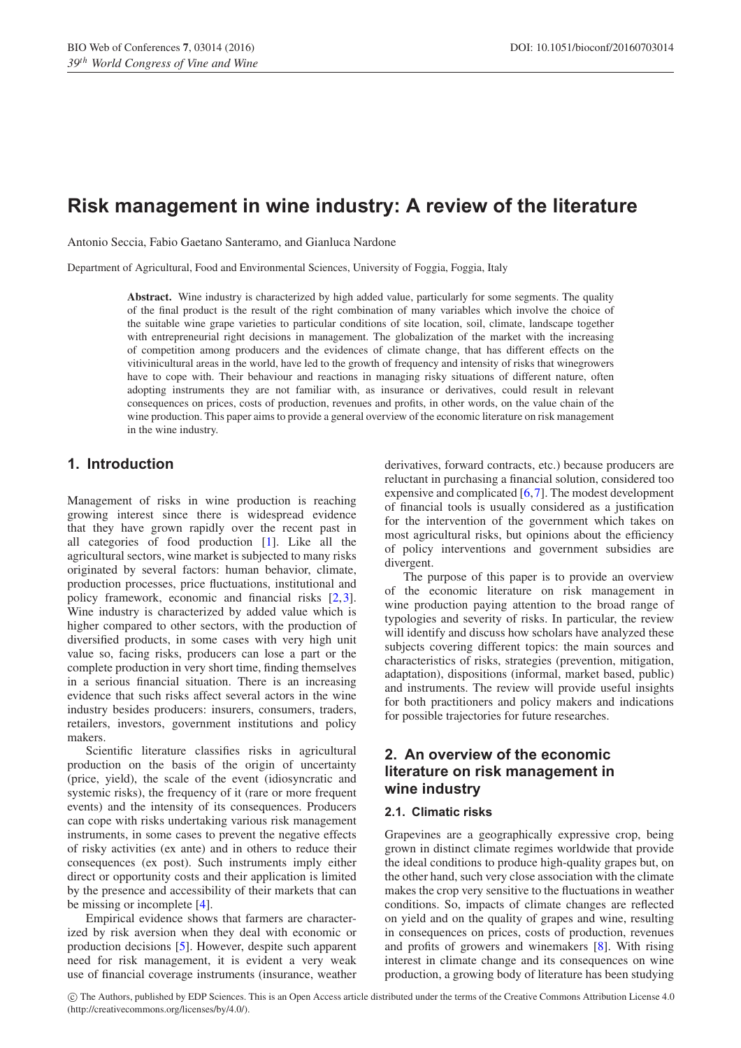# Risk management in wine industry: A review of the literature

Antonio Seccia, Fabio Gaetano Santeramo, and Gianluca Nardone

Department of Agricultural, Food and Environmental Sciences, University of Foggia, Foggia, Italy

**Abstract.** Wine industry is characterized by high added value, particularly for some segments. The quality of the final product is the result of the right combination of many variables which involve the choice of the suitable wine grape varieties to particular conditions of site location, soil, climate, landscape together with entrepreneurial right decisions in management. The globalization of the market with the increasing of competition among producers and the evidences of climate change, that has different effects on the vitivinicultural areas in the world, have led to the growth of frequency and intensity of risks that winegrowers have to cope with. Their behaviour and reactions in managing risky situations of different nature, often adopting instruments they are not familiar with, as insurance or derivatives, could result in relevant consequences on prices, costs of production, revenues and profits, in other words, on the value chain of the wine production. This paper aims to provide a general overview of the economic literature on risk management in the wine industry.

## 1. Introduction

Management of risks in wine production is reaching growing interest since there is widespread evidence that they have grown rapidly over the recent past in all categories of food production [1]. Like all the agricultural sectors, wine market is subjected to many risks originated by several factors: human behavior, climate, production processes, price fluctuations, institutional and policy framework, economic and financial risks [2,3]. Wine industry is characterized by added value which is higher compared to other sectors, with the production of diversified products, in some cases with very high unit value so, facing risks, producers can lose a part or the complete production in very short time, finding themselves in a serious financial situation. There is an increasing evidence that such risks affect several actors in the wine industry besides producers: insurers, consumers, traders, retailers, investors, government institutions and policy makers.

Scientific literature classifies risks in agricultural production on the basis of the origin of uncertainty (price, yield), the scale of the event (idiosyncratic and systemic risks), the frequency of it (rare or more frequent events) and the intensity of its consequences. Producers can cope with risks undertaking various risk management instruments, in some cases to prevent the negative effects of risky activities (ex ante) and in others to reduce their consequences (ex post). Such instruments imply either direct or opportunity costs and their application is limited by the presence and accessibility of their markets that can be missing or incomplete [4].

Empirical evidence shows that farmers are characterized by risk aversion when they deal with economic or production decisions [5]. However, despite such apparent need for risk management, it is evident a very weak use of financial coverage instruments (insurance, weather derivatives, forward contracts, etc.) because producers are reluctant in purchasing a financial solution, considered too expensive and complicated [6,7]. The modest development of financial tools is usually considered as a justification for the intervention of the government which takes on most agricultural risks, but opinions about the efficiency of policy interventions and government subsidies are divergent.

The purpose of this paper is to provide an overview of the economic literature on risk management in wine production paying attention to the broad range of typologies and severity of risks. In particular, the review will identify and discuss how scholars have analyzed these subjects covering different topics: the main sources and characteristics of risks, strategies (prevention, mitigation, adaptation), dispositions (informal, market based, public) and instruments. The review will provide useful insights for both practitioners and policy makers and indications for possible trajectories for future researches.

## 2. An overview of the economic literature on risk management in wine industry

### 2.1. Climatic risks

Grapevines are a geographically expressive crop, being grown in distinct climate regimes worldwide that provide the ideal conditions to produce high-quality grapes but, on the other hand, such very close association with the climate makes the crop very sensitive to the fluctuations in weather conditions. So, impacts of climate changes are reflected on yield and on the quality of grapes and wine, resulting in consequences on prices, costs of production, revenues and profits of growers and winemakers [8]. With rising interest in climate change and its consequences on wine production, a growing body of literature has been studying

© The Authors, published by EDP Sciences. This is an Open Access article distributed under the terms of the Creative Commons Attribution License 4.0 (http://creativecommons.org/licenses/by/4.0/).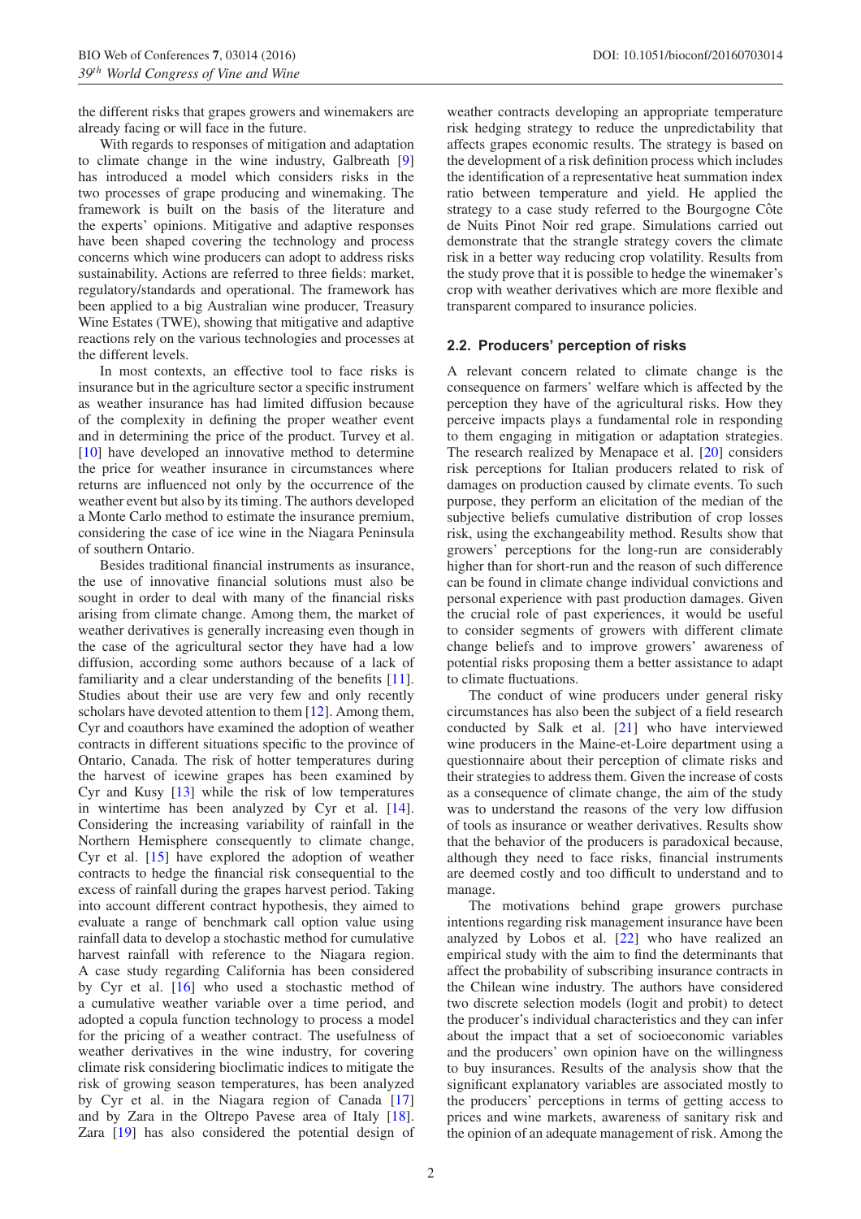the different risks that grapes growers and winemakers are already facing or will face in the future.

With regards to responses of mitigation and adaptation to climate change in the wine industry, Galbreath [9] has introduced a model which considers risks in the two processes of grape producing and winemaking. The framework is built on the basis of the literature and the experts' opinions. Mitigative and adaptive responses have been shaped covering the technology and process concerns which wine producers can adopt to address risks sustainability. Actions are referred to three fields: market, regulatory/standards and operational. The framework has been applied to a big Australian wine producer, Treasury Wine Estates (TWE), showing that mitigative and adaptive reactions rely on the various technologies and processes at the different levels.

In most contexts, an effective tool to face risks is insurance but in the agriculture sector a specific instrument as weather insurance has had limited diffusion because of the complexity in defining the proper weather event and in determining the price of the product. Turvey et al. [10] have developed an innovative method to determine the price for weather insurance in circumstances where returns are influenced not only by the occurrence of the weather event but also by its timing. The authors developed a Monte Carlo method to estimate the insurance premium, considering the case of ice wine in the Niagara Peninsula of southern Ontario.

Besides traditional financial instruments as insurance, the use of innovative financial solutions must also be sought in order to deal with many of the financial risks arising from climate change. Among them, the market of weather derivatives is generally increasing even though in the case of the agricultural sector they have had a low diffusion, according some authors because of a lack of familiarity and a clear understanding of the benefits [11]. Studies about their use are very few and only recently scholars have devoted attention to them [12]. Among them, Cyr and coauthors have examined the adoption of weather contracts in different situations specific to the province of Ontario, Canada. The risk of hotter temperatures during the harvest of icewine grapes has been examined by Cyr and Kusy [13] while the risk of low temperatures in wintertime has been analyzed by Cyr et al. [14]. Considering the increasing variability of rainfall in the Northern Hemisphere consequently to climate change, Cyr et al. [15] have explored the adoption of weather contracts to hedge the financial risk consequential to the excess of rainfall during the grapes harvest period. Taking into account different contract hypothesis, they aimed to evaluate a range of benchmark call option value using rainfall data to develop a stochastic method for cumulative harvest rainfall with reference to the Niagara region. A case study regarding California has been considered by Cyr et al. [16] who used a stochastic method of a cumulative weather variable over a time period, and adopted a copula function technology to process a model for the pricing of a weather contract. The usefulness of weather derivatives in the wine industry, for covering climate risk considering bioclimatic indices to mitigate the risk of growing season temperatures, has been analyzed by Cyr et al. in the Niagara region of Canada [17] and by Zara in the Oltrepo Pavese area of Italy [18]. Zara [19] has also considered the potential design of weather contracts developing an appropriate temperature risk hedging strategy to reduce the unpredictability that affects grapes economic results. The strategy is based on the development of a risk definition process which includes the identification of a representative heat summation index ratio between temperature and yield. He applied the strategy to a case study referred to the Bourgogne Côte de Nuits Pinot Noir red grape. Simulations carried out demonstrate that the strangle strategy covers the climate risk in a better way reducing crop volatility. Results from the study prove that it is possible to hedge the winemaker's crop with weather derivatives which are more flexible and transparent compared to insurance policies.

### 2.2. Producers' perception of risks

A relevant concern related to climate change is the consequence on farmers' welfare which is affected by the perception they have of the agricultural risks. How they perceive impacts plays a fundamental role in responding to them engaging in mitigation or adaptation strategies. The research realized by Menapace et al. [20] considers risk perceptions for Italian producers related to risk of damages on production caused by climate events. To such purpose, they perform an elicitation of the median of the subjective beliefs cumulative distribution of crop losses risk, using the exchangeability method. Results show that growers' perceptions for the long-run are considerably higher than for short-run and the reason of such difference can be found in climate change individual convictions and personal experience with past production damages. Given the crucial role of past experiences, it would be useful to consider segments of growers with different climate change beliefs and to improve growers' awareness of potential risks proposing them a better assistance to adapt to climate fluctuations.

The conduct of wine producers under general risky circumstances has also been the subject of a field research conducted by Salk et al. [21] who have interviewed wine producers in the Maine-et-Loire department using a questionnaire about their perception of climate risks and their strategies to address them. Given the increase of costs as a consequence of climate change, the aim of the study was to understand the reasons of the very low diffusion of tools as insurance or weather derivatives. Results show that the behavior of the producers is paradoxical because, although they need to face risks, financial instruments are deemed costly and too difficult to understand and to manage.

The motivations behind grape growers purchase intentions regarding risk management insurance have been analyzed by Lobos et al. [22] who have realized an empirical study with the aim to find the determinants that affect the probability of subscribing insurance contracts in the Chilean wine industry. The authors have considered two discrete selection models (logit and probit) to detect the producer's individual characteristics and they can infer about the impact that a set of socioeconomic variables and the producers' own opinion have on the willingness to buy insurances. Results of the analysis show that the significant explanatory variables are associated mostly to the producers' perceptions in terms of getting access to prices and wine markets, awareness of sanitary risk and the opinion of an adequate management of risk. Among the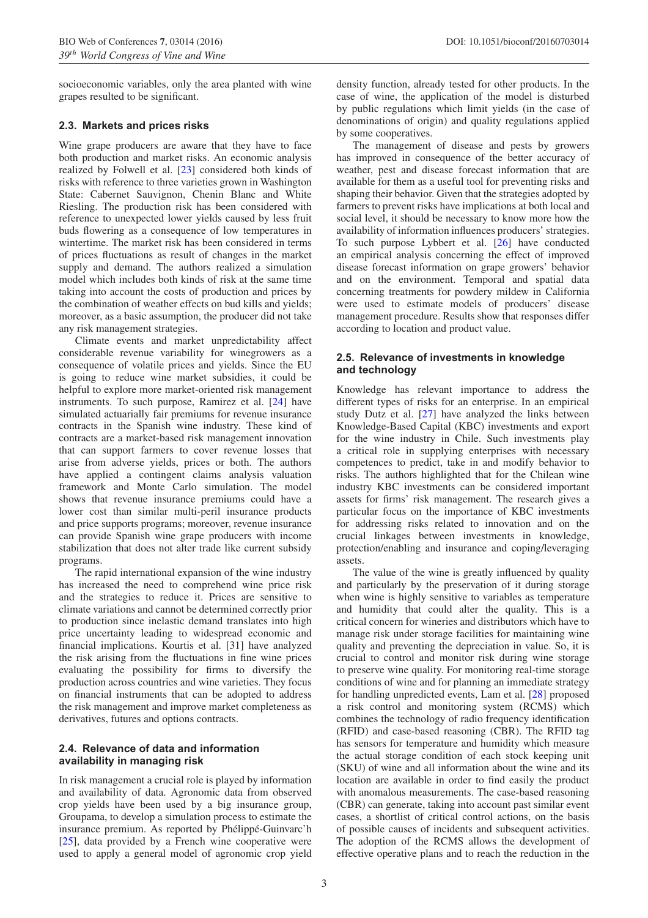socioeconomic variables, only the area planted with wine grapes resulted to be significant.

### 2.3. Markets and prices risks

Wine grape producers are aware that they have to face both production and market risks. An economic analysis realized by Folwell et al. [23] considered both kinds of risks with reference to three varieties grown in Washington State: Cabernet Sauvignon, Chenin Blanc and White Riesling. The production risk has been considered with reference to unexpected lower yields caused by less fruit buds flowering as a consequence of low temperatures in wintertime. The market risk has been considered in terms of prices fluctuations as result of changes in the market supply and demand. The authors realized a simulation model which includes both kinds of risk at the same time taking into account the costs of production and prices by the combination of weather effects on bud kills and yields; moreover, as a basic assumption, the producer did not take any risk management strategies.

Climate events and market unpredictability affect considerable revenue variability for winegrowers as a consequence of volatile prices and yields. Since the EU is going to reduce wine market subsidies, it could be helpful to explore more market-oriented risk management instruments. To such purpose, Ramirez et al. [24] have simulated actuarially fair premiums for revenue insurance contracts in the Spanish wine industry. These kind of contracts are a market-based risk management innovation that can support farmers to cover revenue losses that arise from adverse yields, prices or both. The authors have applied a contingent claims analysis valuation framework and Monte Carlo simulation. The model shows that revenue insurance premiums could have a lower cost than similar multi-peril insurance products and price supports programs; moreover, revenue insurance can provide Spanish wine grape producers with income stabilization that does not alter trade like current subsidy programs.

The rapid international expansion of the wine industry has increased the need to comprehend wine price risk and the strategies to reduce it. Prices are sensitive to climate variations and cannot be determined correctly prior to production since inelastic demand translates into high price uncertainty leading to widespread economic and financial implications. Kourtis et al. [31] have analyzed the risk arising from the fluctuations in fine wine prices evaluating the possibility for firms to diversify the production across countries and wine varieties. They focus on financial instruments that can be adopted to address the risk management and improve market completeness as derivatives, futures and options contracts.

### 2.4. Relevance of data and information availability in managing risk

In risk management a crucial role is played by information and availability of data. Agronomic data from observed crop yields have been used by a big insurance group, Groupama, to develop a simulation process to estimate the insurance premium. As reported by Phélippé-Guinvarc'h [25], data provided by a French wine cooperative were used to apply a general model of agronomic crop yield density function, already tested for other products. In the case of wine, the application of the model is disturbed by public regulations which limit yields (in the case of denominations of origin) and quality regulations applied by some cooperatives.

The management of disease and pests by growers has improved in consequence of the better accuracy of weather, pest and disease forecast information that are available for them as a useful tool for preventing risks and shaping their behavior. Given that the strategies adopted by farmers to prevent risks have implications at both local and social level, it should be necessary to know more how the availability of information influences producers' strategies. To such purpose Lybbert et al. [26] have conducted an empirical analysis concerning the effect of improved disease forecast information on grape growers' behavior and on the environment. Temporal and spatial data concerning treatments for powdery mildew in California were used to estimate models of producers' disease management procedure. Results show that responses differ according to location and product value.

### 2.5. Relevance of investments in knowledge and technology

Knowledge has relevant importance to address the different types of risks for an enterprise. In an empirical study Dutz et al. [27] have analyzed the links between Knowledge-Based Capital (KBC) investments and export for the wine industry in Chile. Such investments play a critical role in supplying enterprises with necessary competences to predict, take in and modify behavior to risks. The authors highlighted that for the Chilean wine industry KBC investments can be considered important assets for firms' risk management. The research gives a particular focus on the importance of KBC investments for addressing risks related to innovation and on the crucial linkages between investments in knowledge, protection/enabling and insurance and coping/leveraging assets.

The value of the wine is greatly influenced by quality and particularly by the preservation of it during storage when wine is highly sensitive to variables as temperature and humidity that could alter the quality. This is a critical concern for wineries and distributors which have to manage risk under storage facilities for maintaining wine quality and preventing the depreciation in value. So, it is crucial to control and monitor risk during wine storage to preserve wine quality. For monitoring real-time storage conditions of wine and for planning an immediate strategy for handling unpredicted events, Lam et al. [28] proposed a risk control and monitoring system (RCMS) which combines the technology of radio frequency identification (RFID) and case-based reasoning (CBR). The RFID tag has sensors for temperature and humidity which measure the actual storage condition of each stock keeping unit (SKU) of wine and all information about the wine and its location are available in order to find easily the product with anomalous measurements. The case-based reasoning (CBR) can generate, taking into account past similar event cases, a shortlist of critical control actions, on the basis of possible causes of incidents and subsequent activities. The adoption of the RCMS allows the development of effective operative plans and to reach the reduction in the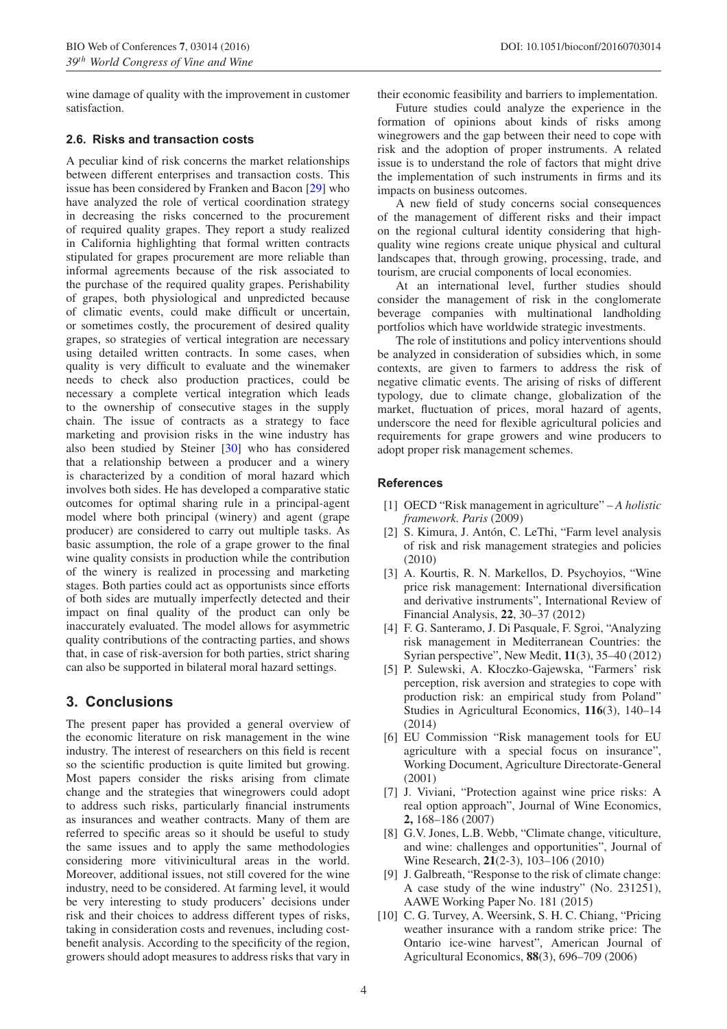wine damage of quality with the improvement in customer satisfaction.

### 2.6. Risks and transaction costs

A peculiar kind of risk concerns the market relationships between different enterprises and transaction costs. This issue has been considered by Franken and Bacon [29] who have analyzed the role of vertical coordination strategy in decreasing the risks concerned to the procurement of required quality grapes. They report a study realized in California highlighting that formal written contracts stipulated for grapes procurement are more reliable than informal agreements because of the risk associated to the purchase of the required quality grapes. Perishability of grapes, both physiological and unpredicted because of climatic events, could make difficult or uncertain, or sometimes costly, the procurement of desired quality grapes, so strategies of vertical integration are necessary using detailed written contracts. In some cases, when quality is very difficult to evaluate and the winemaker needs to check also production practices, could be necessary a complete vertical integration which leads to the ownership of consecutive stages in the supply chain. The issue of contracts as a strategy to face marketing and provision risks in the wine industry has also been studied by Steiner [30] who has considered that a relationship between a producer and a winery is characterized by a condition of moral hazard which involves both sides. He has developed a comparative static outcomes for optimal sharing rule in a principal-agent model where both principal (winery) and agent (grape producer) are considered to carry out multiple tasks. As basic assumption, the role of a grape grower to the final wine quality consists in production while the contribution of the winery is realized in processing and marketing stages. Both parties could act as opportunists since efforts of both sides are mutually imperfectly detected and their impact on final quality of the product can only be inaccurately evaluated. The model allows for asymmetric quality contributions of the contracting parties, and shows that, in case of risk-aversion for both parties, strict sharing can also be supported in bilateral moral hazard settings.

## 3. Conclusions

The present paper has provided a general overview of the economic literature on risk management in the wine industry. The interest of researchers on this field is recent so the scientific production is quite limited but growing. Most papers consider the risks arising from climate change and the strategies that winegrowers could adopt to address such risks, particularly financial instruments as insurances and weather contracts. Many of them are referred to specific areas so it should be useful to study the same issues and to apply the same methodologies considering more vitivinicultural areas in the world. Moreover, additional issues, not still covered for the wine industry, need to be considered. At farming level, it would be very interesting to study producers' decisions under risk and their choices to address different types of risks, taking in consideration costs and revenues, including cost-benefit analysis. According to the specificity of the region, growers should adopt measures to address risks that vary in their economic feasibility and barriers to implementation.

Future studies could analyze the experience in the formation of opinions about kinds of risks among winegrowers and the gap between their need to cope with risk and the adoption of proper instruments. A related issue is to understand the role of factors that might drive the implementation of such instruments in firms and its impacts on business outcomes.

A new field of study concerns social consequences of the management of different risks and their impact on the regional cultural identity considering that high-quality wine regions create unique physical and cultural landscapes that, through growing, processing, trade, and tourism, are crucial components of local economies.

At an international level, further studies should consider the management of risk in the conglomerate beverage companies with multinational landholding portfolios which have worldwide strategic investments.

The role of institutions and policy interventions should be analyzed in consideration of subsidies which, in some contexts, are given to farmers to address the risk of negative climatic events. The arising of risks of different typology, due to climate change, globalization of the market, fluctuation of prices, moral hazard of agents, underscore the need for flexible agricultural policies and requirements for grape growers and wine producers to adopt proper risk management schemes.

### References

[1] OECD "Risk management in agriculture" – *A holistic framework. Paris* (2009)

[2] S. Kimura, J. Antón, C. LeThi, "Farm level analysis of risk and risk management strategies and policies (2010)

[3] A. Kourtis, R. N. Markellos, D. Psychoyios, "Wine price risk management: International diversification and derivative instruments", International Review of Financial Analysis, **22**, 30–37 (2012)

[4] F. G. Santeramo, J. Di Pasquale, F. Sgroi, "Analyzing risk management in Mediterranean Countries: the Syrian perspective", New Medit, **11**(3), 35–40 (2012)

[5] P. Sulewski, A. Kłoczko-Gajewska, "Farmers' risk perception, risk aversion and strategies to cope with production risk: an empirical study from Poland" Studies in Agricultural Economics, **116**(3), 140–14 (2014)

[6] EU Commission "Risk management tools for EU agriculture with a special focus on insurance", Working Document, Agriculture Directorate-General (2001)

[7] J. Viviani, "Protection against wine price risks: A real option approach", Journal of Wine Economics, **2,** 168–186 (2007)

[8] G.V. Jones, L.B. Webb, "Climate change, viticulture, and wine: challenges and opportunities", Journal of Wine Research, **21**(2-3), 103–106 (2010)

[9] J. Galbreath, "Response to the risk of climate change: A case study of the wine industry" (No. 231251), AAWE Working Paper No. 181 (2015)

[10] C. G. Turvey, A. Weersink, S. H. C. Chiang, "Pricing weather insurance with a random strike price: The Ontario ice-wine harvest", American Journal of Agricultural Economics, **88**(3), 696–709 (2006)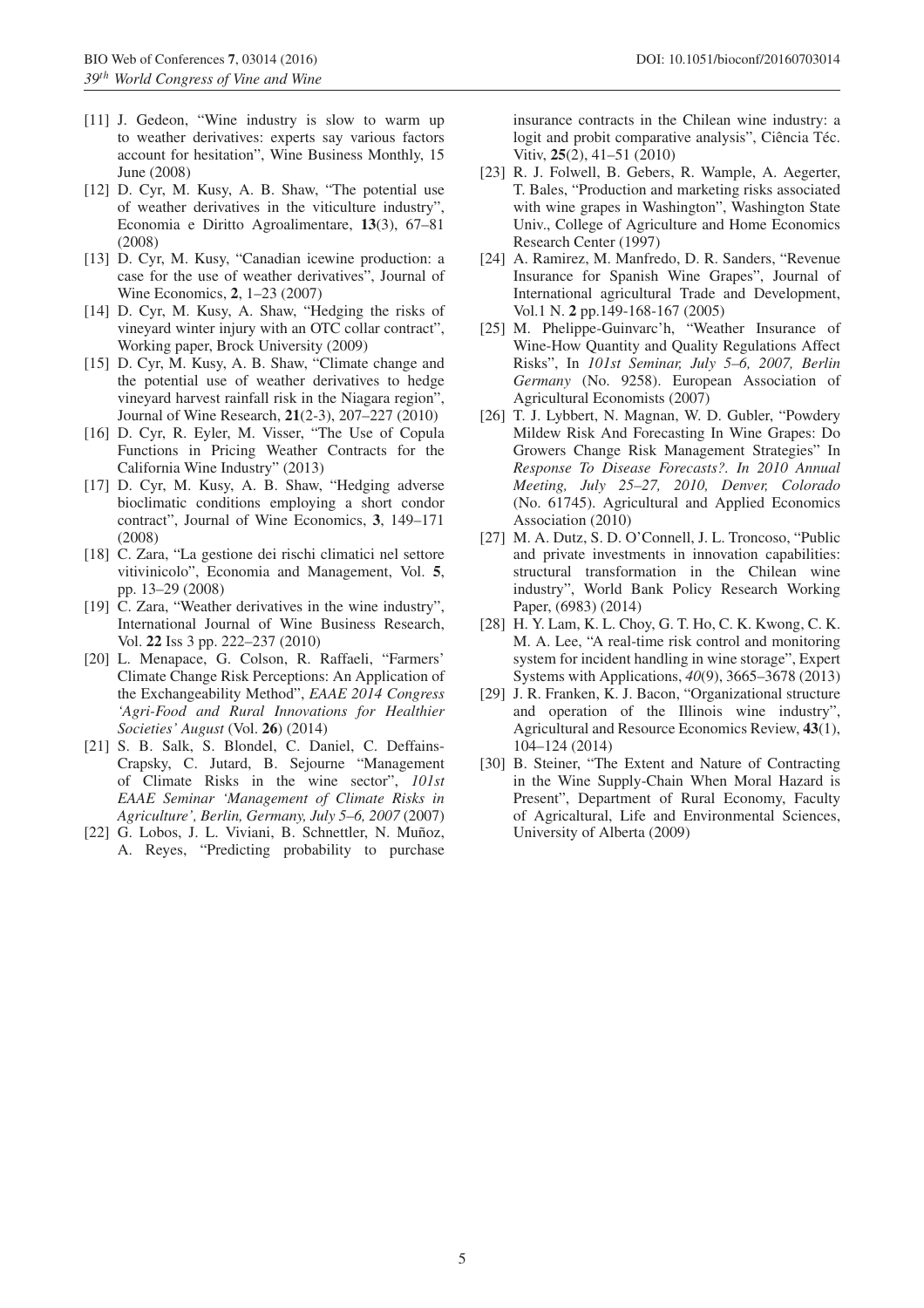[11] J. Gedeon, "Wine industry is slow to warm up to weather derivatives: experts say various factors account for hesitation", Wine Business Monthly, 15 June (2008)

[12] D. Cyr, M. Kusy, A. B. Shaw, "The potential use of weather derivatives in the viticulture industry", Economia e Diritto Agroalimentare, **13**(3), 67–81 (2008)

[13] D. Cyr, M. Kusy, "Canadian icewine production: a case for the use of weather derivatives", Journal of Wine Economics, **2**, 1–23 (2007)

[14] D. Cyr, M. Kusy, A. Shaw, "Hedging the risks of vineyard winter injury with an OTC collar contract", Working paper, Brock University (2009)

[15] D. Cyr, M. Kusy, A. B. Shaw, "Climate change and the potential use of weather derivatives to hedge vineyard harvest rainfall risk in the Niagara region", Journal of Wine Research, **21**(2-3), 207–227 (2010)

[16] D. Cyr, R. Eyler, M. Visser, "The Use of Copula Functions in Pricing Weather Contracts for the California Wine Industry" (2013)

[17] D. Cyr, M. Kusy, A. B. Shaw, "Hedging adverse bioclimatic conditions employing a short condor contract", Journal of Wine Economics, **3**, 149–171 (2008)

[18] C. Zara, "La gestione dei rischi climatici nel settore vitivinicolo", Economia and Management, Vol. **5**, pp. 13–29 (2008)

[19] C. Zara, "Weather derivatives in the wine industry", International Journal of Wine Business Research, Vol. **22** Iss 3 pp. 222–237 (2010)

[20] L. Menapace, G. Colson, R. Raffaeli, "Farmers' Climate Change Risk Perceptions: An Application of the Exchangeability Method", *EAAE 2014 Congress 'Agri-Food and Rural Innovations for Healthier Societies' August* (Vol. **26**) (2014)

[21] S. B. Salk, S. Blondel, C. Daniel, C. Deffains-Crapsky, C. Jutard, B. Sejourne "Management of Climate Risks in the wine sector", *101st EAAE Seminar 'Management of Climate Risks in Agriculture', Berlin, Germany, July 5–6, 2007* (2007)

[22] G. Lobos, J. L. Viviani, B. Schnettler, N. Muñoz, A. Reyes, "Predicting probability to purchase insurance contracts in the Chilean wine industry: a logit and probit comparative analysis", Ciência Téc. Vitiv, **25**(2), 41–51 (2010)

[23] R. J. Folwell, B. Gebers, R. Wample, A. Aegerter, T. Bales, "Production and marketing risks associated with wine grapes in Washington", Washington State Univ., College of Agriculture and Home Economics Research Center (1997)

[24] A. Ramirez, M. Manfredo, D. R. Sanders, "Revenue Insurance for Spanish Wine Grapes", Journal of International agricultural Trade and Development, Vol.1 N. **2** pp.149-168-167 (2005)

[25] M. Phelippe-Guinvarc'h, "Weather Insurance of Wine-How Quantity and Quality Regulations Affect Risks", In *101st Seminar, July 5–6, 2007, Berlin Germany* (No. 9258). European Association of Agricultural Economists (2007)

[26] T. J. Lybbert, N. Magnan, W. D. Gubler, "Powdery Mildew Risk And Forecasting In Wine Grapes: Do Growers Change Risk Management Strategies" In *Response To Disease Forecasts?. In 2010 Annual Meeting, July 25–27, 2010, Denver, Colorado* (No. 61745). Agricultural and Applied Economics Association (2010)

[27] M. A. Dutz, S. D. O'Connell, J. L. Troncoso, "Public and private investments in innovation capabilities: structural transformation in the Chilean wine industry", World Bank Policy Research Working Paper, (6983) (2014)

[28] H. Y. Lam, K. L. Choy, G. T. Ho, C. K. Kwong, C. K. M. A. Lee, "A real-time risk control and monitoring system for incident handling in wine storage", Expert Systems with Applications, *40*(9), 3665–3678 (2013)

[29] J. R. Franken, K. J. Bacon, "Organizational structure and operation of the Illinois wine industry", Agricultural and Resource Economics Review, **43**(1), 104–124 (2014)

[30] B. Steiner, "The Extent and Nature of Contracting in the Wine Supply-Chain When Moral Hazard is Present", Department of Rural Economy, Faculty of Agricaltural, Life and Environmental Sciences, University of Alberta (2009)